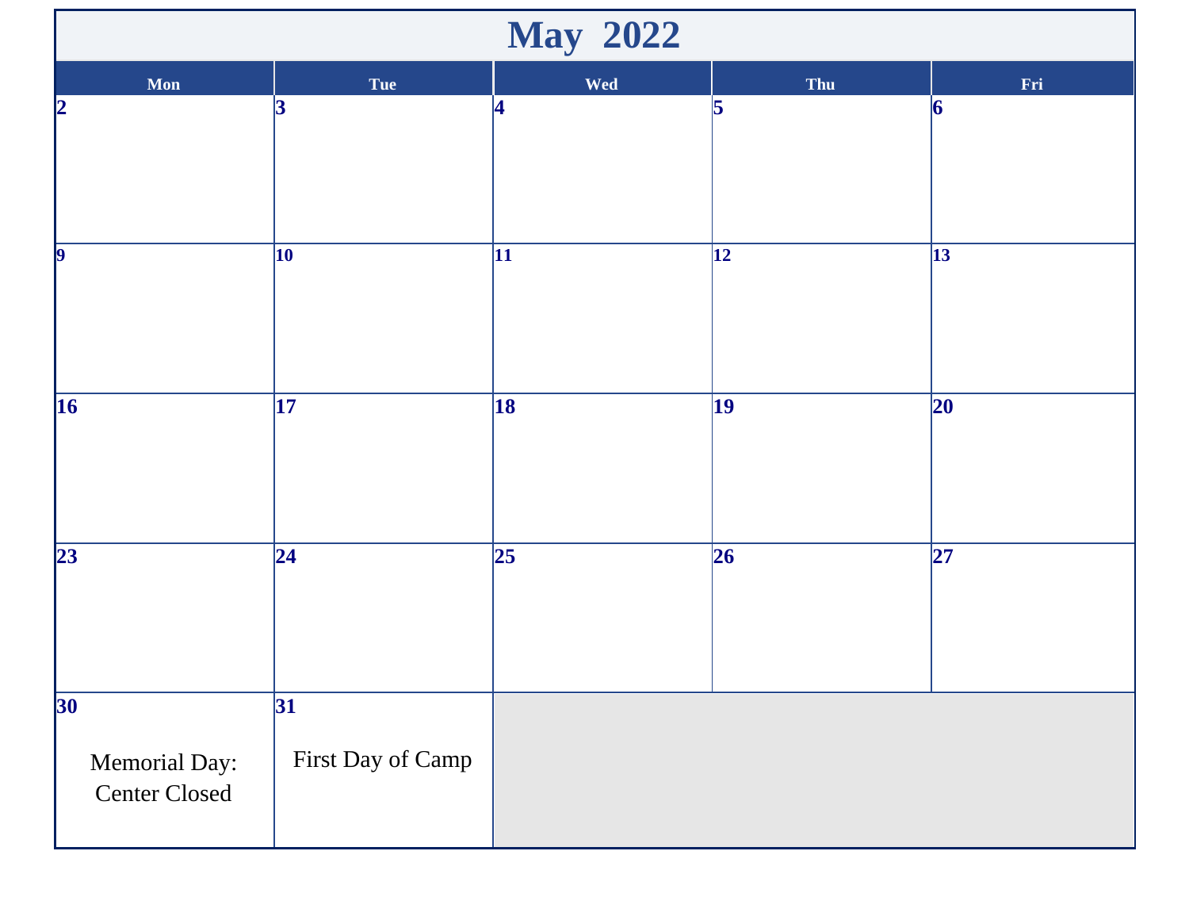# May 2022

| Mon | Tue | Wed | Thu | Fri |
|---|---|---|---|---|
| 2 | 3 | 4 | 5 | 6 |
| 9 | 10 | 11 | 12 | 13 |
| 16 | 17 | 18 | 19 | 20 |
| 23 | 24 | 25 | 26 | 27 |
| 30<br>Memorial Day: Center Closed | 31<br>First Day of Camp | | | |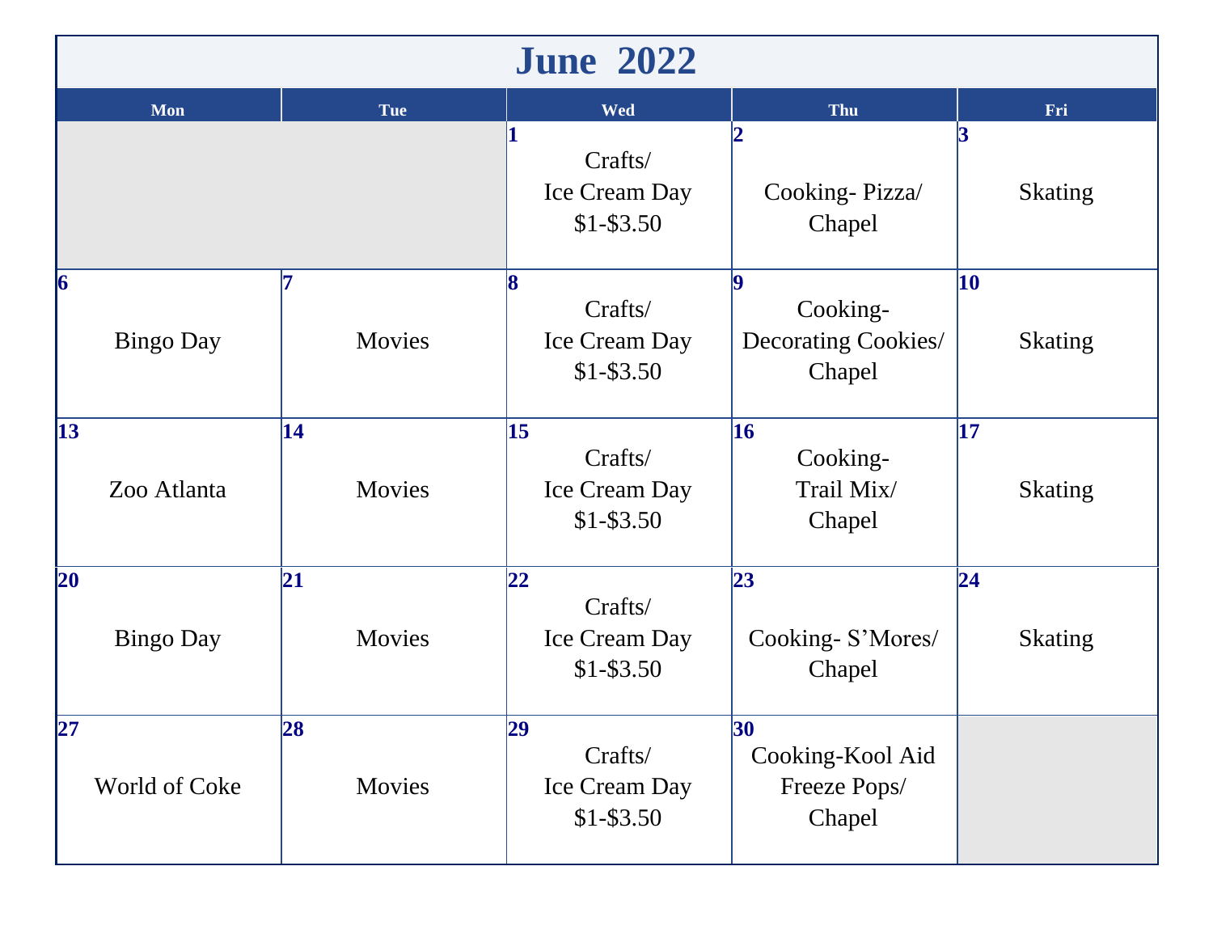# June 2022

| Mon | Tue | Wed | Thu | Fri |
|---|---|---|---|---|
| | | 1 Crafts/ Ice Cream Day $1-$3.50 | 2 Cooking- Pizza/ Chapel | 3 Skating |
| 6 Bingo Day | 7 Movies | 8 Crafts/ Ice Cream Day $1-$3.50 | 9 Cooking- Decorating Cookies/ Chapel | 10 Skating |
| 13 Zoo Atlanta | 14 Movies | 15 Crafts/ Ice Cream Day $1-$3.50 | 16 Cooking- Trail Mix/ Chapel | 17 Skating |
| 20 Bingo Day | 21 Movies | 22 Crafts/ Ice Cream Day $1-$3.50 | 23 Cooking- S'Mores/ Chapel | 24 Skating |
| 27 World of Coke | 28 Movies | 29 Crafts/ Ice Cream Day $1-$3.50 | 30 Cooking-Kool Aid Freeze Pops/ Chapel | |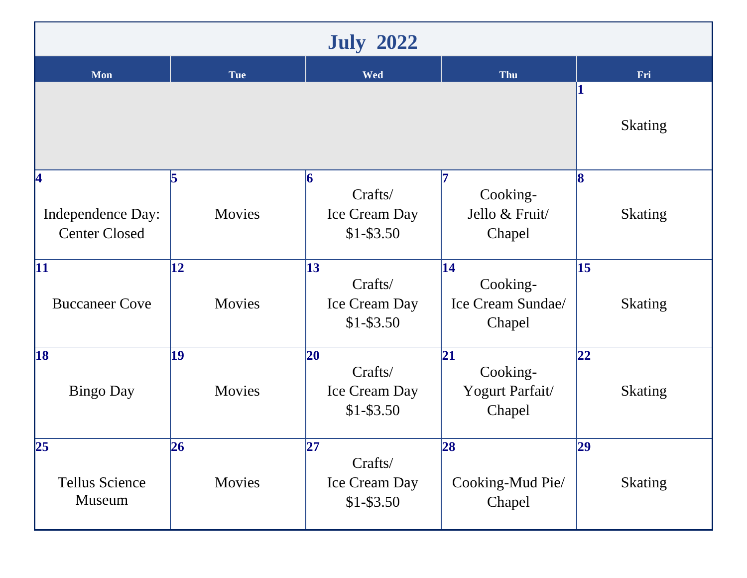# July 2022

| Mon | Tue | Wed | Thu | Fri |
| --- | --- | --- | --- | --- |
| | | | | **1** Skating |
| **4** Independence Day: Center Closed | **5** Movies | **6** Crafts/ Ice Cream Day $1-$3.50 | **7** Cooking- Jello & Fruit/ Chapel | **8** Skating |
| **11** Buccaneer Cove | **12** Movies | **13** Crafts/ Ice Cream Day $1-$3.50 | **14** Cooking- Ice Cream Sundae/ Chapel | **15** Skating |
| **18** Bingo Day | **19** Movies | **20** Crafts/ Ice Cream Day $1-$3.50 | **21** Cooking- Yogurt Parfait/ Chapel | **22** Skating |
| **25** Tellus Science Museum | **26** Movies | **27** Crafts/ Ice Cream Day $1-$3.50 | **28** Cooking-Mud Pie/ Chapel | **29** Skating |